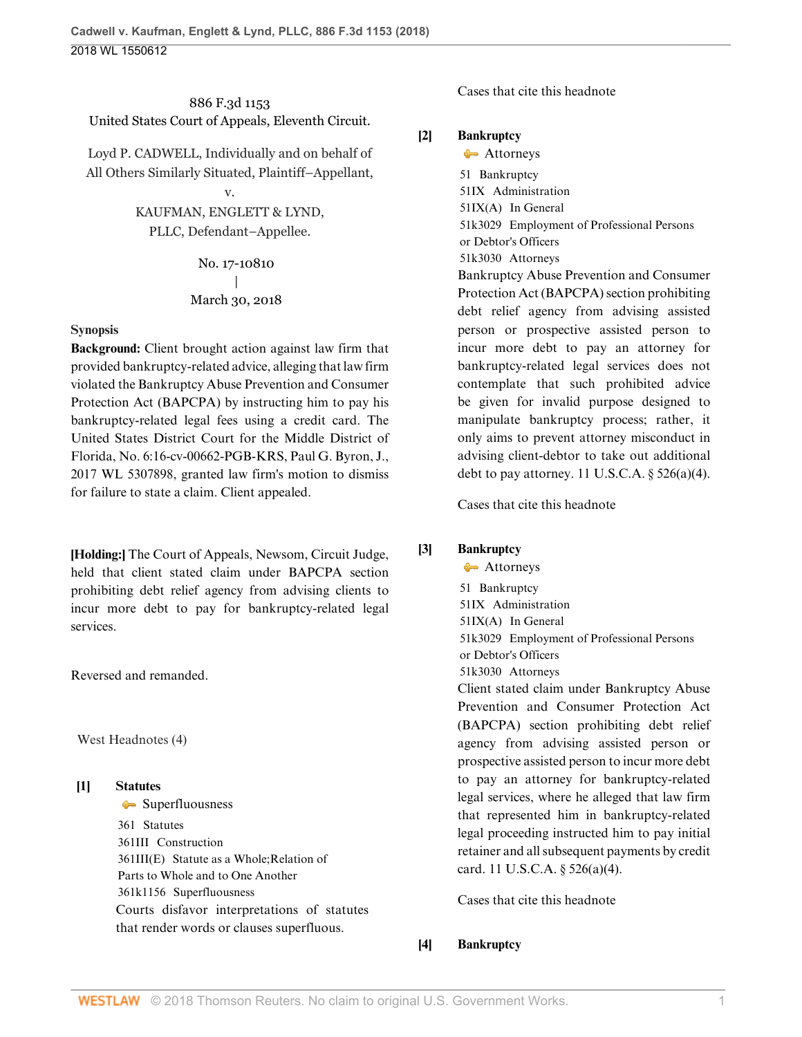886 F.3d 1153
United States Court of Appeals, Eleventh Circuit.

Loyd P. CADWELL, Individually and on behalf of All Others Similarly Situated, Plaintiff–Appellant,
v.
KAUFMAN, ENGLETT & LYND, PLLC, Defendant–Appellee.

No. 17-10810
|
March 30, 2018

**Synopsis**

**Background:** Client brought action against law firm that provided bankruptcy-related advice, alleging that law firm violated the Bankruptcy Abuse Prevention and Consumer Protection Act (BAPCPA) by instructing him to pay his bankruptcy-related legal fees using a credit card. The United States District Court for the Middle District of Florida, No. 6:16-cv-00662-PGB-KRS, Paul G. Byron, J., 2017 WL 5307898, granted law firm's motion to dismiss for failure to state a claim. Client appealed.

**[Holding:]** The Court of Appeals, Newsom, Circuit Judge, held that client stated claim under BAPCPA section prohibiting debt relief agency from advising clients to incur more debt to pay for bankruptcy-related legal services.

Reversed and remanded.

West Headnotes (4)

**[1]** **Statutes**
Superfluousness
361 Statutes
361III Construction
361III(E) Statute as a Whole; Relation of Parts to Whole and to One Another
361k1156 Superfluousness
Courts disfavor interpretations of statutes that render words or clauses superfluous.

Cases that cite this headnote

**[2]** **Bankruptcy**
Attorneys
51 Bankruptcy
51IX Administration
51IX(A) In General
51k3029 Employment of Professional Persons or Debtor's Officers
51k3030 Attorneys
Bankruptcy Abuse Prevention and Consumer Protection Act (BAPCPA) section prohibiting debt relief agency from advising assisted person or prospective assisted person to incur more debt to pay an attorney for bankruptcy-related legal services does not contemplate that such prohibited advice be given for invalid purpose designed to manipulate bankruptcy process; rather, it only aims to prevent attorney misconduct in advising client-debtor to take out additional debt to pay attorney. 11 U.S.C.A. § 526(a)(4).

Cases that cite this headnote

**[3]** **Bankruptcy**
Attorneys
51 Bankruptcy
51IX Administration
51IX(A) In General
51k3029 Employment of Professional Persons or Debtor's Officers
51k3030 Attorneys
Client stated claim under Bankruptcy Abuse Prevention and Consumer Protection Act (BAPCPA) section prohibiting debt relief agency from advising assisted person or prospective assisted person to incur more debt to pay an attorney for bankruptcy-related legal services, where he alleged that law firm that represented him in bankruptcy-related legal proceeding instructed him to pay initial retainer and all subsequent payments by credit card. 11 U.S.C.A. § 526(a)(4).

Cases that cite this headnote

**[4]** **Bankruptcy**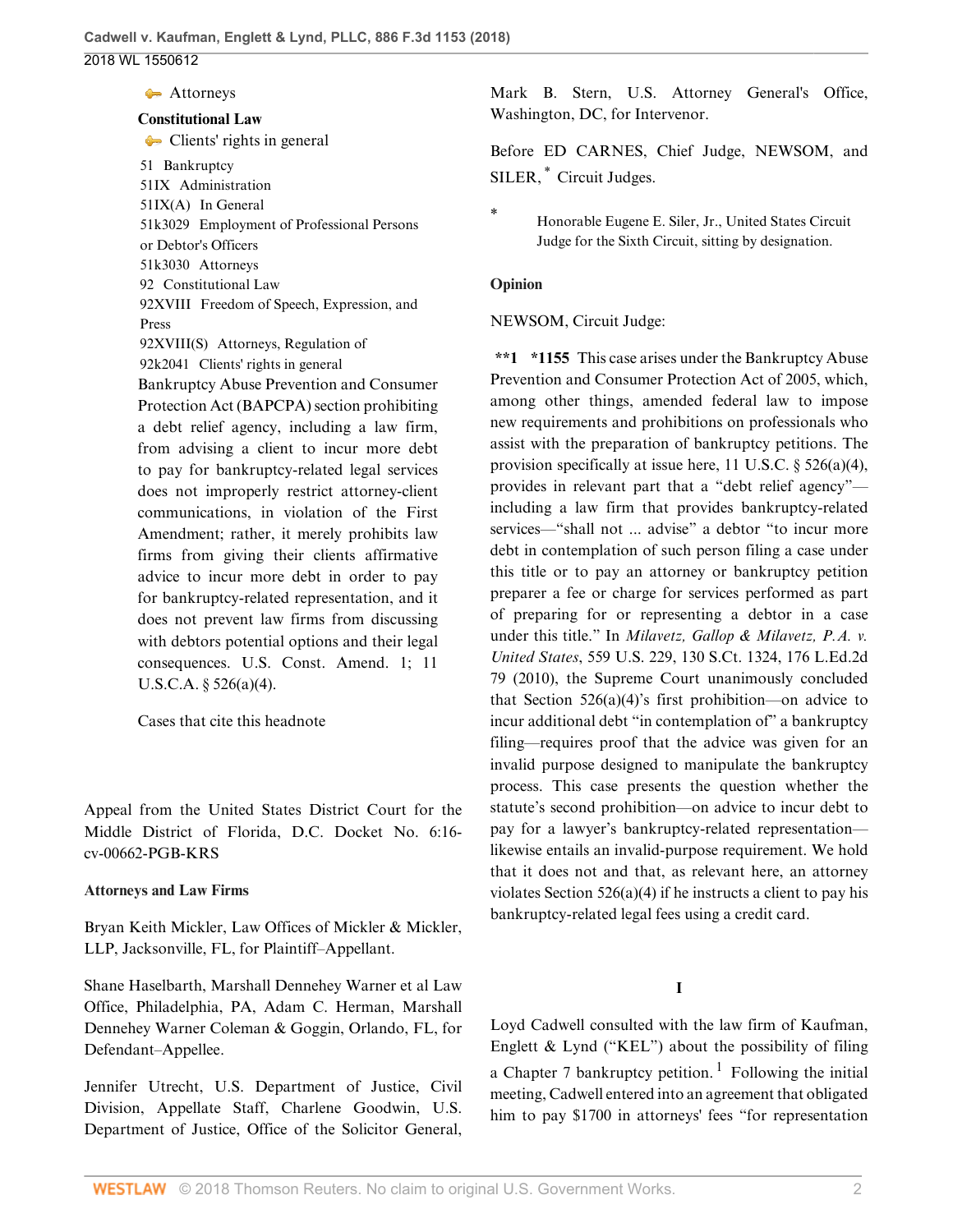Attorneys

**Constitutional Law**

Clients' rights in general

51 Bankruptcy
51IX Administration
51IX(A) In General
51k3029 Employment of Professional Persons or Debtor's Officers
51k3030 Attorneys
92 Constitutional Law
92XVIII Freedom of Speech, Expression, and Press
92XVIII(S) Attorneys, Regulation of
92k2041 Clients' rights in general

Bankruptcy Abuse Prevention and Consumer Protection Act (BAPCPA) section prohibiting a debt relief agency, including a law firm, from advising a client to incur more debt to pay for bankruptcy-related legal services does not improperly restrict attorney-client communications, in violation of the First Amendment; rather, it merely prohibits law firms from giving their clients affirmative advice to incur more debt in order to pay for bankruptcy-related representation, and it does not prevent law firms from discussing with debtors potential options and their legal consequences. U.S. Const. Amend. 1; 11 U.S.C.A. § 526(a)(4).

Cases that cite this headnote

Appeal from the United States District Court for the Middle District of Florida, D.C. Docket No. 6:16-cv-00662-PGB-KRS

**Attorneys and Law Firms**

Bryan Keith Mickler, Law Offices of Mickler & Mickler, LLP, Jacksonville, FL, for Plaintiff–Appellant.

Shane Haselbarth, Marshall Dennehey Warner et al Law Office, Philadelphia, PA, Adam C. Herman, Marshall Dennehey Warner Coleman & Goggin, Orlando, FL, for Defendant–Appellee.

Jennifer Utrecht, U.S. Department of Justice, Civil Division, Appellate Staff, Charlene Goodwin, U.S. Department of Justice, Office of the Solicitor General, Mark B. Stern, U.S. Attorney General's Office, Washington, DC, for Intervenor.

Before ED CARNES, Chief Judge, NEWSOM, and SILER,* Circuit Judges.

\* Honorable Eugene E. Siler, Jr., United States Circuit Judge for the Sixth Circuit, sitting by designation.

**Opinion**

NEWSOM, Circuit Judge:

**\*\*1** **\*1155** This case arises under the Bankruptcy Abuse Prevention and Consumer Protection Act of 2005, which, among other things, amended federal law to impose new requirements and prohibitions on professionals who assist with the preparation of bankruptcy petitions. The provision specifically at issue here, 11 U.S.C. § 526(a)(4), provides in relevant part that a "debt relief agency"—including a law firm that provides bankruptcy-related services—"shall not ... advise" a debtor "to incur more debt in contemplation of such person filing a case under this title or to pay an attorney or bankruptcy petition preparer a fee or charge for services performed as part of preparing for or representing a debtor in a case under this title." In *Milavetz, Gallop & Milavetz, P.A. v. United States*, 559 U.S. 229, 130 S.Ct. 1324, 176 L.Ed.2d 79 (2010), the Supreme Court unanimously concluded that Section 526(a)(4)'s first prohibition—on advice to incur additional debt "in contemplation of" a bankruptcy filing—requires proof that the advice was given for an invalid purpose designed to manipulate the bankruptcy process. This case presents the question whether the statute's second prohibition—on advice to incur debt to pay for a lawyer's bankruptcy-related representation—likewise entails an invalid-purpose requirement. We hold that it does not and that, as relevant here, an attorney violates Section 526(a)(4) if he instructs a client to pay his bankruptcy-related legal fees using a credit card.

## I

Loyd Cadwell consulted with the law firm of Kaufman, Englett & Lynd ("KEL") about the possibility of filing a Chapter 7 bankruptcy petition.[1] Following the initial meeting, Cadwell entered into an agreement that obligated him to pay $1700 in attorneys' fees "for representation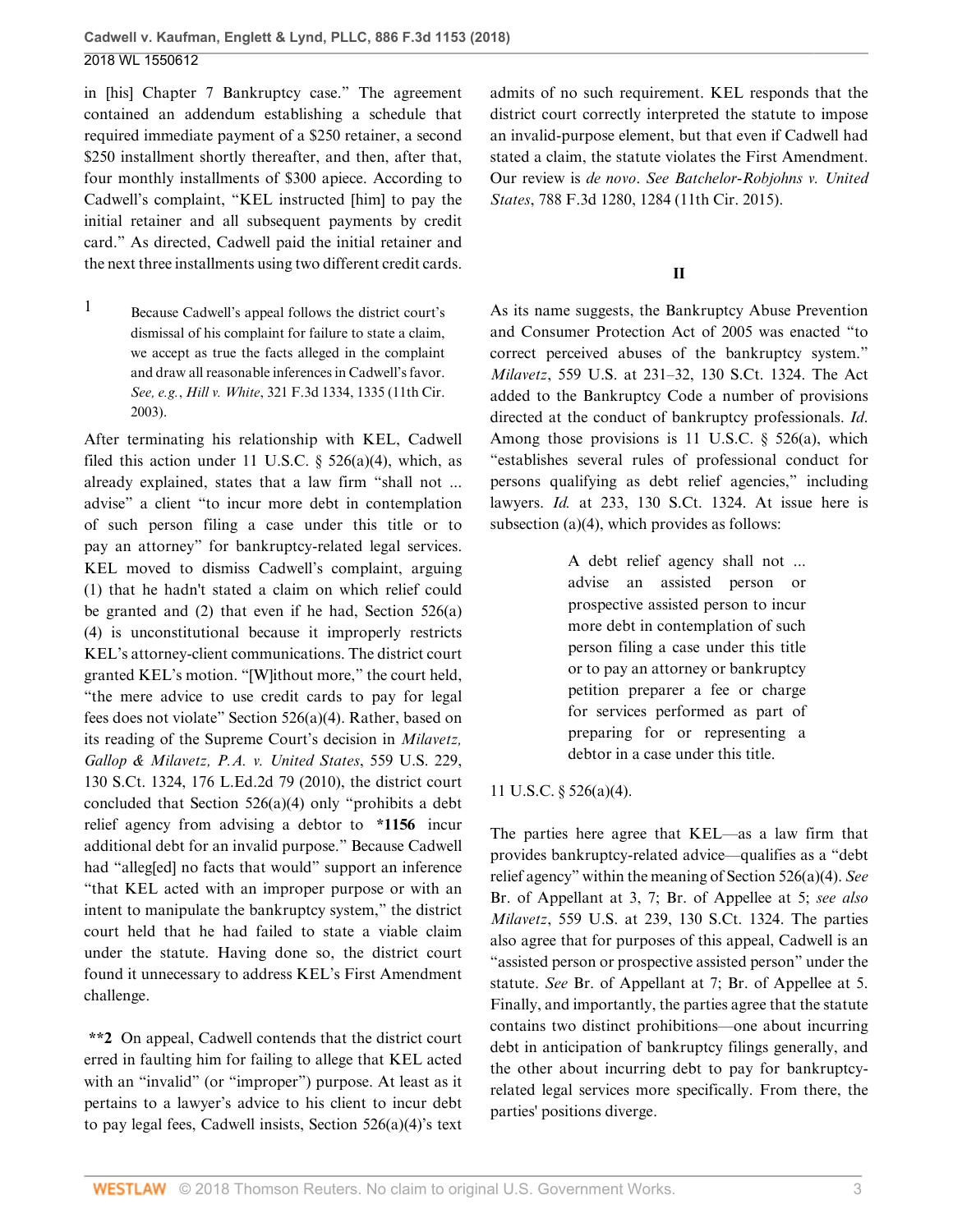in [his] Chapter 7 Bankruptcy case." The agreement contained an addendum establishing a schedule that required immediate payment of a $250 retainer, a second $250 installment shortly thereafter, and then, after that, four monthly installments of $300 apiece. According to Cadwell's complaint, "KEL instructed [him] to pay the initial retainer and all subsequent payments by credit card." As directed, Cadwell paid the initial retainer and the next three installments using two different credit cards.

1 Because Cadwell's appeal follows the district court's dismissal of his complaint for failure to state a claim, we accept as true the facts alleged in the complaint and draw all reasonable inferences in Cadwell's favor. *See, e.g.*, *Hill v. White*, 321 F.3d 1334, 1335 (11th Cir. 2003).

After terminating his relationship with KEL, Cadwell filed this action under 11 U.S.C. § 526(a)(4), which, as already explained, states that a law firm "shall not ... advise" a client "to incur more debt in contemplation of such person filing a case under this title or to pay an attorney" for bankruptcy-related legal services. KEL moved to dismiss Cadwell's complaint, arguing (1) that he hadn't stated a claim on which relief could be granted and (2) that even if he had, Section 526(a)(4) is unconstitutional because it improperly restricts KEL's attorney-client communications. The district court granted KEL's motion. "[W]ithout more," the court held, "the mere advice to use credit cards to pay for legal fees does not violate" Section 526(a)(4). Rather, based on its reading of the Supreme Court's decision in *Milavetz, Gallop & Milavetz, P.A. v. United States*, 559 U.S. 229, 130 S.Ct. 1324, 176 L.Ed.2d 79 (2010), the district court concluded that Section 526(a)(4) only "prohibits a debt relief agency from advising a debtor to **\*1156** incur additional debt for an invalid purpose." Because Cadwell had "alleg[ed] no facts that would" support an inference "that KEL acted with an improper purpose or with an intent to manipulate the bankruptcy system," the district court held that he had failed to state a viable claim under the statute. Having done so, the district court found it unnecessary to address KEL's First Amendment challenge.

**\*\*2** On appeal, Cadwell contends that the district court erred in faulting him for failing to allege that KEL acted with an "invalid" (or "improper") purpose. At least as it pertains to a lawyer's advice to his client to incur debt to pay legal fees, Cadwell insists, Section 526(a)(4)'s text admits of no such requirement. KEL responds that the district court correctly interpreted the statute to impose an invalid-purpose element, but that even if Cadwell had stated a claim, the statute violates the First Amendment. Our review is *de novo*. *See Batchelor-Robjohns v. United States*, 788 F.3d 1280, 1284 (11th Cir. 2015).

## II

As its name suggests, the Bankruptcy Abuse Prevention and Consumer Protection Act of 2005 was enacted "to correct perceived abuses of the bankruptcy system." *Milavetz*, 559 U.S. at 231–32, 130 S.Ct. 1324. The Act added to the Bankruptcy Code a number of provisions directed at the conduct of bankruptcy professionals. *Id.* Among those provisions is 11 U.S.C. § 526(a), which "establishes several rules of professional conduct for persons qualifying as debt relief agencies," including lawyers. *Id.* at 233, 130 S.Ct. 1324. At issue here is subsection (a)(4), which provides as follows:

> A debt relief agency shall not ... advise an assisted person or prospective assisted person to incur more debt in contemplation of such person filing a case under this title or to pay an attorney or bankruptcy petition preparer a fee or charge for services performed as part of preparing for or representing a debtor in a case under this title.

11 U.S.C. § 526(a)(4).

The parties here agree that KEL—as a law firm that provides bankruptcy-related advice—qualifies as a "debt relief agency" within the meaning of Section 526(a)(4). *See* Br. of Appellant at 3, 7; Br. of Appellee at 5; *see also Milavetz*, 559 U.S. at 239, 130 S.Ct. 1324. The parties also agree that for purposes of this appeal, Cadwell is an "assisted person or prospective assisted person" under the statute. *See* Br. of Appellant at 7; Br. of Appellee at 5. Finally, and importantly, the parties agree that the statute contains two distinct prohibitions—one about incurring debt in anticipation of bankruptcy filings generally, and the other about incurring debt to pay for bankruptcy-related legal services more specifically. From there, the parties' positions diverge.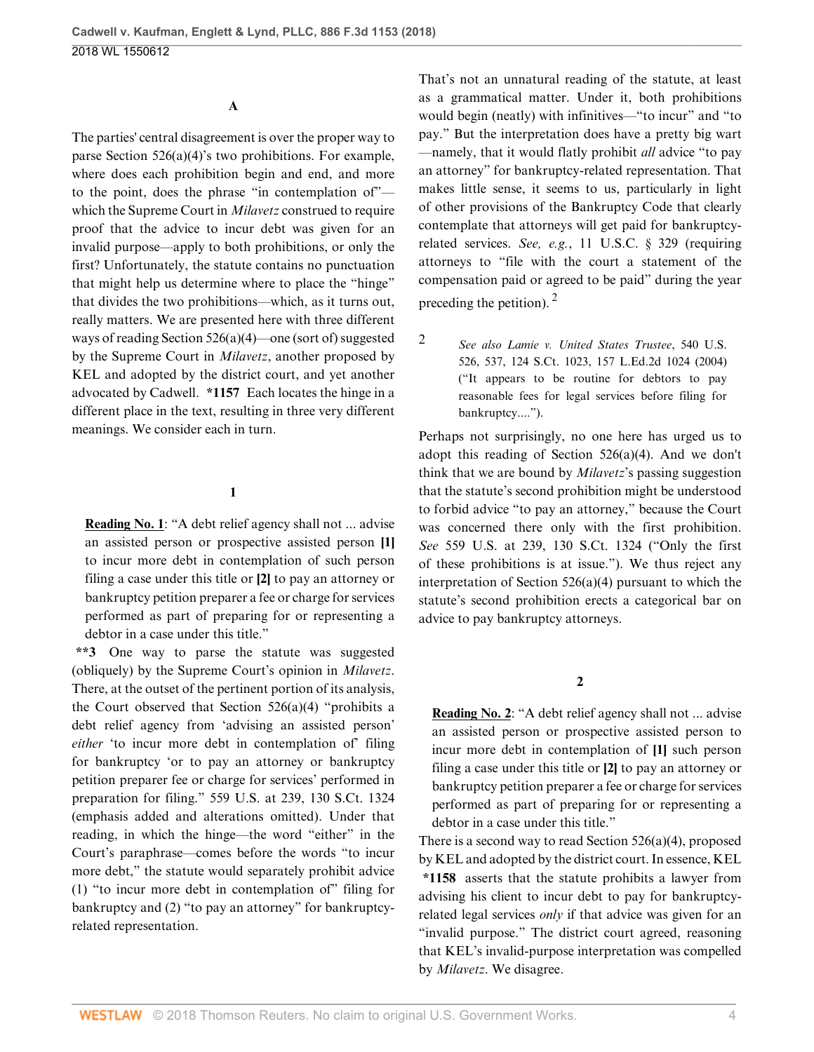### A

The parties' central disagreement is over the proper way to parse Section 526(a)(4)'s two prohibitions. For example, where does each prohibition begin and end, and more to the point, does the phrase "in contemplation of"—which the Supreme Court in *Milavetz* construed to require proof that the advice to incur debt was given for an invalid purpose—apply to both prohibitions, or only the first? Unfortunately, the statute contains no punctuation that might help us determine where to place the "hinge" that divides the two prohibitions—which, as it turns out, really matters. We are presented here with three different ways of reading Section 526(a)(4)—one (sort of) suggested by the Supreme Court in *Milavetz*, another proposed by KEL and adopted by the district court, and yet another advocated by Cadwell. **\*1157** Each locates the hinge in a different place in the text, resulting in three very different meanings. We consider each in turn.

#### 1

> **Reading No. 1**: "A debt relief agency shall not ... advise an assisted person or prospective assisted person **[1]** to incur more debt in contemplation of such person filing a case under this title or **[2]** to pay an attorney or bankruptcy petition preparer a fee or charge for services performed as part of preparing for or representing a debtor in a case under this title."

**\*\*3** One way to parse the statute was suggested (obliquely) by the Supreme Court's opinion in *Milavetz*. There, at the outset of the pertinent portion of its analysis, the Court observed that Section 526(a)(4) "prohibits a debt relief agency from 'advising an assisted person' *either* 'to incur more debt in contemplation of' filing for bankruptcy 'or to pay an attorney or bankruptcy petition preparer fee or charge for services' performed in preparation for filing." 559 U.S. at 239, 130 S.Ct. 1324 (emphasis added and alterations omitted). Under that reading, in which the hinge—the word "either" in the Court's paraphrase—comes before the words "to incur more debt," the statute would separately prohibit advice (1) "to incur more debt in contemplation of" filing for bankruptcy and (2) "to pay an attorney" for bankruptcy-related representation.

That's not an unnatural reading of the statute, at least as a grammatical matter. Under it, both prohibitions would begin (neatly) with infinitives—"to incur" and "to pay." But the interpretation does have a pretty big wart—namely, that it would flatly prohibit *all* advice "to pay an attorney" for bankruptcy-related representation. That makes little sense, it seems to us, particularly in light of other provisions of the Bankruptcy Code that clearly contemplate that attorneys will get paid for bankruptcy-related services. *See, e.g.*, 11 U.S.C. § 329 (requiring attorneys to "file with the court a statement of the compensation paid or agreed to be paid" during the year preceding the petition).[2]

> 2 *See also Lamie v. United States Trustee*, 540 U.S. 526, 537, 124 S.Ct. 1023, 157 L.Ed.2d 1024 (2004) ("It appears to be routine for debtors to pay reasonable fees for legal services before filing for bankruptcy....").

Perhaps not surprisingly, no one here has urged us to adopt this reading of Section 526(a)(4). And we don't think that we are bound by *Milavetz*'s passing suggestion that the statute's second prohibition might be understood to forbid advice "to pay an attorney," because the Court was concerned there only with the first prohibition. *See* 559 U.S. at 239, 130 S.Ct. 1324 ("Only the first of these prohibitions is at issue."). We thus reject any interpretation of Section 526(a)(4) pursuant to which the statute's second prohibition erects a categorical bar on advice to pay bankruptcy attorneys.

#### 2

> **Reading No. 2**: "A debt relief agency shall not ... advise an assisted person or prospective assisted person to incur more debt in contemplation of **[1]** such person filing a case under this title or **[2]** to pay an attorney or bankruptcy petition preparer a fee or charge for services performed as part of preparing for or representing a debtor in a case under this title."

There is a second way to read Section 526(a)(4), proposed by KEL and adopted by the district court. In essence, KEL **\*1158** asserts that the statute prohibits a lawyer from advising his client to incur debt to pay for bankruptcy-related legal services *only* if that advice was given for an "invalid purpose." The district court agreed, reasoning that KEL's invalid-purpose interpretation was compelled by *Milavetz*. We disagree.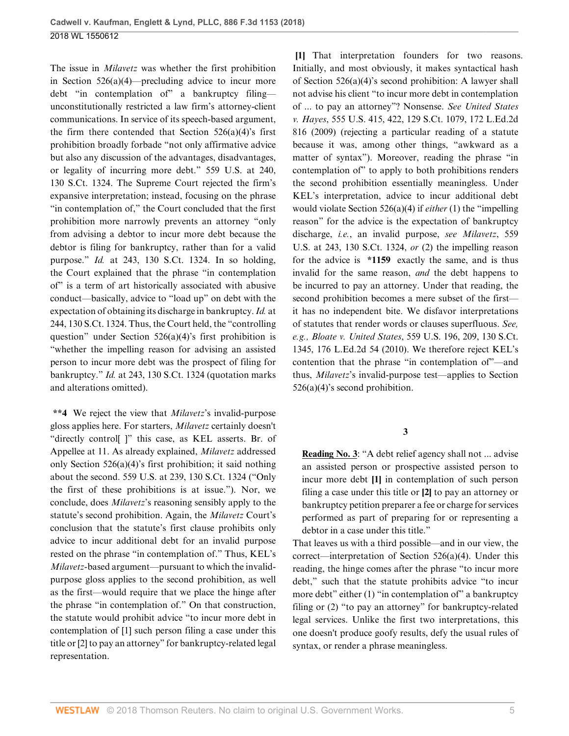The issue in *Milavetz* was whether the first prohibition in Section 526(a)(4)—precluding advice to incur more debt "in contemplation of" a bankruptcy filing—unconstitutionally restricted a law firm's attorney-client communications. In service of its speech-based argument, the firm there contended that Section 526(a)(4)'s first prohibition broadly forbade "not only affirmative advice but also any discussion of the advantages, disadvantages, or legality of incurring more debt." 559 U.S. at 240, 130 S.Ct. 1324. The Supreme Court rejected the firm's expansive interpretation; instead, focusing on the phrase "in contemplation of," the Court concluded that the first prohibition more narrowly prevents an attorney "only from advising a debtor to incur more debt because the debtor is filing for bankruptcy, rather than for a valid purpose." *Id.* at 243, 130 S.Ct. 1324. In so holding, the Court explained that the phrase "in contemplation of" is a term of art historically associated with abusive conduct—basically, advice to "load up" on debt with the expectation of obtaining its discharge in bankruptcy. *Id.* at 244, 130 S.Ct. 1324. Thus, the Court held, the "controlling question" under Section 526(a)(4)'s first prohibition is "whether the impelling reason for advising an assisted person to incur more debt was the prospect of filing for bankruptcy." *Id.* at 243, 130 S.Ct. 1324 (quotation marks and alterations omitted).

**\*\*4** We reject the view that *Milavetz*'s invalid-purpose gloss applies here. For starters, *Milavetz* certainly doesn't "directly control[ ]" this case, as KEL asserts. Br. of Appellee at 11. As already explained, *Milavetz* addressed only Section 526(a)(4)'s first prohibition; it said nothing about the second. 559 U.S. at 239, 130 S.Ct. 1324 ("Only the first of these prohibitions is at issue."). Nor, we conclude, does *Milavetz*'s reasoning sensibly apply to the statute's second prohibition. Again, the *Milavetz* Court's conclusion that the statute's first clause prohibits only advice to incur additional debt for an invalid purpose rested on the phrase "in contemplation of." Thus, KEL's *Milavetz*-based argument—pursuant to which the invalid-purpose gloss applies to the second prohibition, as well as the first—would require that we place the hinge after the phrase "in contemplation of." On that construction, the statute would prohibit advice "to incur more debt in contemplation of [1] such person filing a case under this title or [2] to pay an attorney" for bankruptcy-related legal representation.

**[1]** That interpretation founders for two reasons. Initially, and most obviously, it makes syntactical hash of Section 526(a)(4)'s second prohibition: A lawyer shall not advise his client "to incur more debt in contemplation of ... to pay an attorney"? Nonsense. *See United States v. Hayes*, 555 U.S. 415, 422, 129 S.Ct. 1079, 172 L.Ed.2d 816 (2009) (rejecting a particular reading of a statute because it was, among other things, "awkward as a matter of syntax"). Moreover, reading the phrase "in contemplation of" to apply to both prohibitions renders the second prohibition essentially meaningless. Under KEL's interpretation, advice to incur additional debt would violate Section 526(a)(4) if *either* (1) the "impelling reason" for the advice is the expectation of bankruptcy discharge, *i.e.*, an invalid purpose, *see Milavetz*, 559 U.S. at 243, 130 S.Ct. 1324, *or* (2) the impelling reason for the advice is **\*1159** exactly the same, and is thus invalid for the same reason, *and* the debt happens to be incurred to pay an attorney. Under that reading, the second prohibition becomes a mere subset of the first—it has no independent bite. We disfavor interpretations of statutes that render words or clauses superfluous. *See, e.g., Bloate v. United States*, 559 U.S. 196, 209, 130 S.Ct. 1345, 176 L.Ed.2d 54 (2010). We therefore reject KEL's contention that the phrase "in contemplation of"—and thus, *Milavetz*'s invalid-purpose test—applies to Section 526(a)(4)'s second prohibition.

### 3

> **Reading No. 3**: "A debt relief agency shall not ... advise an assisted person or prospective assisted person to incur more debt **[1]** in contemplation of such person filing a case under this title or **[2]** to pay an attorney or bankruptcy petition preparer a fee or charge for services performed as part of preparing for or representing a debtor in a case under this title."

That leaves us with a third possible—and in our view, the correct—interpretation of Section 526(a)(4). Under this reading, the hinge comes after the phrase "to incur more debt," such that the statute prohibits advice "to incur more debt" either (1) "in contemplation of" a bankruptcy filing or (2) "to pay an attorney" for bankruptcy-related legal services. Unlike the first two interpretations, this one doesn't produce goofy results, defy the usual rules of syntax, or render a phrase meaningless.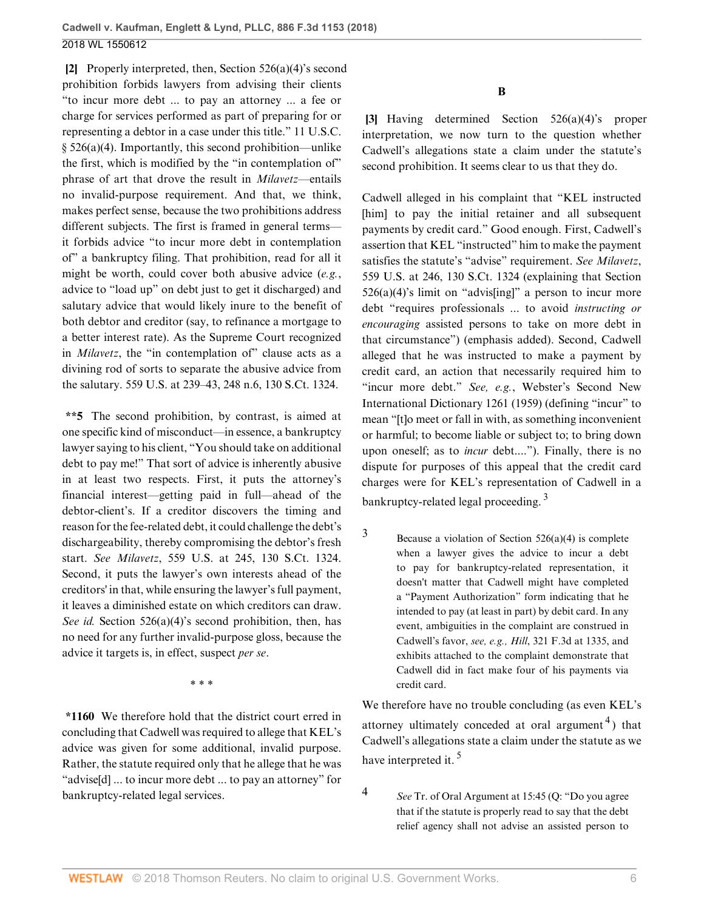**[2]** Properly interpreted, then, Section 526(a)(4)'s second prohibition forbids lawyers from advising their clients "to incur more debt ... to pay an attorney ... a fee or charge for services performed as part of preparing for or representing a debtor in a case under this title." 11 U.S.C. § 526(a)(4). Importantly, this second prohibition—unlike the first, which is modified by the "in contemplation of" phrase of art that drove the result in *Milavetz*—entails no invalid-purpose requirement. And that, we think, makes perfect sense, because the two prohibitions address different subjects. The first is framed in general terms—it forbids advice "to incur more debt in contemplation of" a bankruptcy filing. That prohibition, read for all it might be worth, could cover both abusive advice (*e.g.*, advice to "load up" on debt just to get it discharged) and salutary advice that would likely inure to the benefit of both debtor and creditor (say, to refinance a mortgage to a better interest rate). As the Supreme Court recognized in *Milavetz*, the "in contemplation of" clause acts as a divining rod of sorts to separate the abusive advice from the salutary. 559 U.S. at 239–43, 248 n.6, 130 S.Ct. 1324.

**\*\*5** The second prohibition, by contrast, is aimed at one specific kind of misconduct—in essence, a bankruptcy lawyer saying to his client, "You should take on additional debt to pay me!" That sort of advice is inherently abusive in at least two respects. First, it puts the attorney's financial interest—getting paid in full—ahead of the debtor-client's. If a creditor discovers the timing and reason for the fee-related debt, it could challenge the debt's dischargeability, thereby compromising the debtor's fresh start. *See Milavetz*, 559 U.S. at 245, 130 S.Ct. 1324. Second, it puts the lawyer's own interests ahead of the creditors' in that, while ensuring the lawyer's full payment, it leaves a diminished estate on which creditors can draw. *See id.* Section 526(a)(4)'s second prohibition, then, has no need for any further invalid-purpose gloss, because the advice it targets is, in effect, suspect *per se*.

\* \* \*

**\*1160** We therefore hold that the district court erred in concluding that Cadwell was required to allege that KEL's advice was given for some additional, invalid purpose. Rather, the statute required only that he allege that he was "advise[d] ... to incur more debt ... to pay an attorney" for bankruptcy-related legal services.

## B

**[3]** Having determined Section 526(a)(4)'s proper interpretation, we now turn to the question whether Cadwell's allegations state a claim under the statute's second prohibition. It seems clear to us that they do.

Cadwell alleged in his complaint that "KEL instructed [him] to pay the initial retainer and all subsequent payments by credit card." Good enough. First, Cadwell's assertion that KEL "instructed" him to make the payment satisfies the statute's "advise" requirement. *See Milavetz*, 559 U.S. at 246, 130 S.Ct. 1324 (explaining that Section 526(a)(4)'s limit on "advis[ing]" a person to incur more debt "requires professionals ... to avoid *instructing or encouraging* assisted persons to take on more debt in that circumstance") (emphasis added). Second, Cadwell alleged that he was instructed to make a payment by credit card, an action that necessarily required him to "incur more debt." *See, e.g.*, Webster's Second New International Dictionary 1261 (1959) (defining "incur" to mean "[t]o meet or fall in with, as something inconvenient or harmful; to become liable or subject to; to bring down upon oneself; as to *incur* debt...."). Finally, there is no dispute for purposes of this appeal that the credit card charges were for KEL's representation of Cadwell in a bankruptcy-related legal proceeding.[3]

3 Because a violation of Section 526(a)(4) is complete when a lawyer gives the advice to incur a debt to pay for bankruptcy-related representation, it doesn't matter that Cadwell might have completed a "Payment Authorization" form indicating that he intended to pay (at least in part) by debit card. In any event, ambiguities in the complaint are construed in Cadwell's favor, *see, e.g., Hill*, 321 F.3d at 1335, and exhibits attached to the complaint demonstrate that Cadwell did in fact make four of his payments via credit card.

We therefore have no trouble concluding (as even KEL's attorney ultimately conceded at oral argument[4]) that Cadwell's allegations state a claim under the statute as we have interpreted it.[5]

4 *See* Tr. of Oral Argument at 15:45 (Q: "Do you agree that if the statute is properly read to say that the debt relief agency shall not advise an assisted person to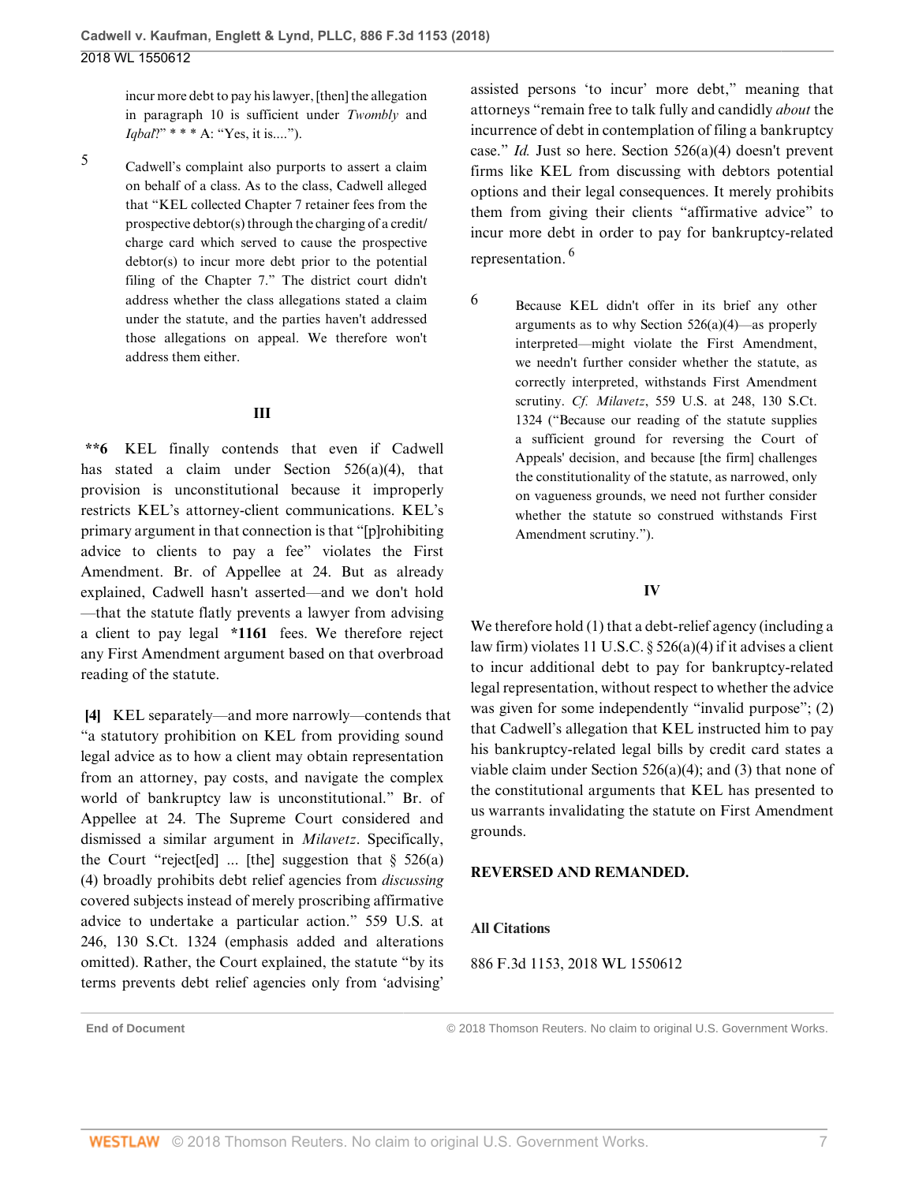incur more debt to pay his lawyer, [then] the allegation in paragraph 10 is sufficient under *Twombly* and *Iqbal*?" * * * A: "Yes, it is....").

5 Cadwell's complaint also purports to assert a claim on behalf of a class. As to the class, Cadwell alleged that "KEL collected Chapter 7 retainer fees from the prospective debtor(s) through the charging of a credit/charge card which served to cause the prospective debtor(s) to incur more debt prior to the potential filing of the Chapter 7." The district court didn't address whether the class allegations stated a claim under the statute, and the parties haven't addressed those allegations on appeal. We therefore won't address them either.

### III

**\*\*6** KEL finally contends that even if Cadwell has stated a claim under Section 526(a)(4), that provision is unconstitutional because it improperly restricts KEL's attorney-client communications. KEL's primary argument in that connection is that "[p]rohibiting advice to clients to pay a fee" violates the First Amendment. Br. of Appellee at 24. But as already explained, Cadwell hasn't asserted—and we don't hold—that the statute flatly prevents a lawyer from advising a client to pay legal **\*1161** fees. We therefore reject any First Amendment argument based on that overbroad reading of the statute.

**[4]** KEL separately—and more narrowly—contends that "a statutory prohibition on KEL from providing sound legal advice as to how a client may obtain representation from an attorney, pay costs, and navigate the complex world of bankruptcy law is unconstitutional." Br. of Appellee at 24. The Supreme Court considered and dismissed a similar argument in *Milavetz*. Specifically, the Court "reject[ed] ... [the] suggestion that § 526(a)(4) broadly prohibits debt relief agencies from *discussing* covered subjects instead of merely proscribing affirmative advice to undertake a particular action." 559 U.S. at 246, 130 S.Ct. 1324 (emphasis added and alterations omitted). Rather, the Court explained, the statute "by its terms prevents debt relief agencies only from 'advising' assisted persons 'to incur' more debt," meaning that attorneys "remain free to talk fully and candidly *about* the incurrence of debt in contemplation of filing a bankruptcy case." *Id.* Just so here. Section 526(a)(4) doesn't prevent firms like KEL from discussing with debtors potential options and their legal consequences. It merely prohibits them from giving their clients "affirmative advice" to incur more debt in order to pay for bankruptcy-related representation. [6]

6 Because KEL didn't offer in its brief any other arguments as to why Section 526(a)(4)—as properly interpreted—might violate the First Amendment, we needn't further consider whether the statute, as correctly interpreted, withstands First Amendment scrutiny. *Cf. Milavetz*, 559 U.S. at 248, 130 S.Ct. 1324 ("Because our reading of the statute supplies a sufficient ground for reversing the Court of Appeals' decision, and because [the firm] challenges the constitutionality of the statute, as narrowed, only on vagueness grounds, we need not further consider whether the statute so construed withstands First Amendment scrutiny.").

### IV

We therefore hold (1) that a debt-relief agency (including a law firm) violates 11 U.S.C. § 526(a)(4) if it advises a client to incur additional debt to pay for bankruptcy-related legal representation, without respect to whether the advice was given for some independently "invalid purpose"; (2) that Cadwell's allegation that KEL instructed him to pay his bankruptcy-related legal bills by credit card states a viable claim under Section 526(a)(4); and (3) that none of the constitutional arguments that KEL has presented to us warrants invalidating the statute on First Amendment grounds.

**REVERSED AND REMANDED.**

**All Citations**

886 F.3d 1153, 2018 WL 1550612

**End of Document** © 2018 Thomson Reuters. No claim to original U.S. Government Works.